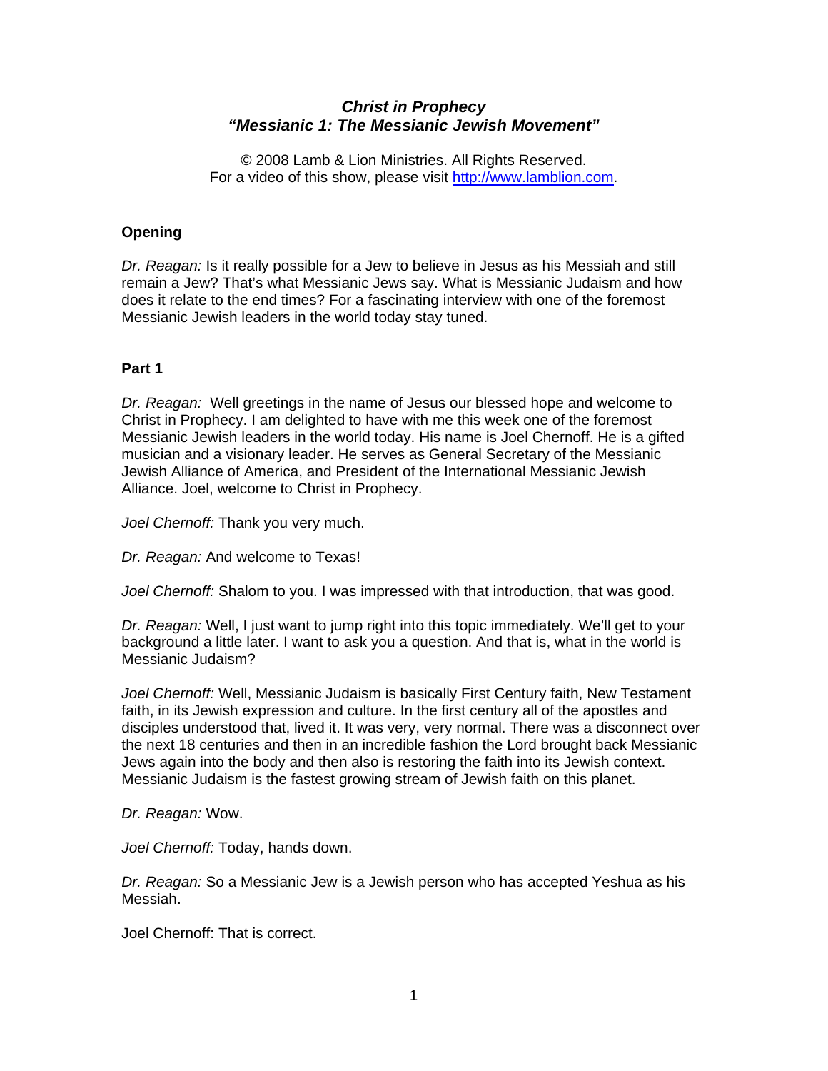***Christ in Prophecy***
***"Messianic 1: The Messianic Jewish Movement"***

© 2008 Lamb & Lion Ministries. All Rights Reserved.
For a video of this show, please visit http://www.lamblion.com.

**Opening**

*Dr. Reagan:* Is it really possible for a Jew to believe in Jesus as his Messiah and still remain a Jew? That's what Messianic Jews say. What is Messianic Judaism and how does it relate to the end times? For a fascinating interview with one of the foremost Messianic Jewish leaders in the world today stay tuned.

**Part 1**

*Dr. Reagan:* Well greetings in the name of Jesus our blessed hope and welcome to Christ in Prophecy. I am delighted to have with me this week one of the foremost Messianic Jewish leaders in the world today. His name is Joel Chernoff. He is a gifted musician and a visionary leader. He serves as General Secretary of the Messianic Jewish Alliance of America, and President of the International Messianic Jewish Alliance. Joel, welcome to Christ in Prophecy.

*Joel Chernoff:* Thank you very much.

*Dr. Reagan:* And welcome to Texas!

*Joel Chernoff:* Shalom to you. I was impressed with that introduction, that was good.

*Dr. Reagan:* Well, I just want to jump right into this topic immediately. We'll get to your background a little later. I want to ask you a question. And that is, what in the world is Messianic Judaism?

*Joel Chernoff:* Well, Messianic Judaism is basically First Century faith, New Testament faith, in its Jewish expression and culture. In the first century all of the apostles and disciples understood that, lived it. It was very, very normal. There was a disconnect over the next 18 centuries and then in an incredible fashion the Lord brought back Messianic Jews again into the body and then also is restoring the faith into its Jewish context. Messianic Judaism is the fastest growing stream of Jewish faith on this planet.

*Dr. Reagan:* Wow.

*Joel Chernoff:* Today, hands down.

*Dr. Reagan:* So a Messianic Jew is a Jewish person who has accepted Yeshua as his Messiah.

Joel Chernoff: That is correct.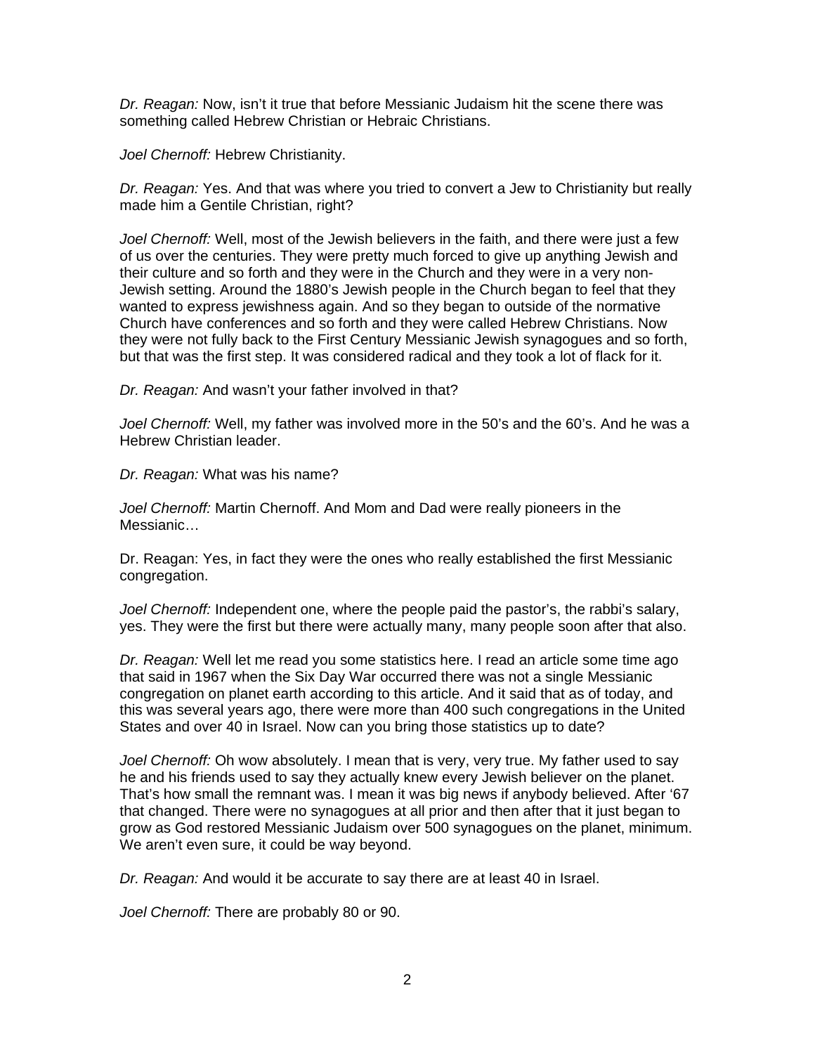*Dr. Reagan:* Now, isn't it true that before Messianic Judaism hit the scene there was something called Hebrew Christian or Hebraic Christians.

*Joel Chernoff:* Hebrew Christianity.

*Dr. Reagan:* Yes. And that was where you tried to convert a Jew to Christianity but really made him a Gentile Christian, right?

*Joel Chernoff:* Well, most of the Jewish believers in the faith, and there were just a few of us over the centuries. They were pretty much forced to give up anything Jewish and their culture and so forth and they were in the Church and they were in a very non-Jewish setting. Around the 1880's Jewish people in the Church began to feel that they wanted to express jewishness again. And so they began to outside of the normative Church have conferences and so forth and they were called Hebrew Christians. Now they were not fully back to the First Century Messianic Jewish synagogues and so forth, but that was the first step. It was considered radical and they took a lot of flack for it.

*Dr. Reagan:* And wasn't your father involved in that?

*Joel Chernoff:* Well, my father was involved more in the 50's and the 60's. And he was a Hebrew Christian leader.

*Dr. Reagan:* What was his name?

*Joel Chernoff:* Martin Chernoff. And Mom and Dad were really pioneers in the Messianic…

Dr. Reagan: Yes, in fact they were the ones who really established the first Messianic congregation.

*Joel Chernoff:* Independent one, where the people paid the pastor's, the rabbi's salary, yes. They were the first but there were actually many, many people soon after that also.

*Dr. Reagan:* Well let me read you some statistics here. I read an article some time ago that said in 1967 when the Six Day War occurred there was not a single Messianic congregation on planet earth according to this article. And it said that as of today, and this was several years ago, there were more than 400 such congregations in the United States and over 40 in Israel. Now can you bring those statistics up to date?

*Joel Chernoff:* Oh wow absolutely. I mean that is very, very true. My father used to say he and his friends used to say they actually knew every Jewish believer on the planet. That's how small the remnant was. I mean it was big news if anybody believed. After '67 that changed. There were no synagogues at all prior and then after that it just began to grow as God restored Messianic Judaism over 500 synagogues on the planet, minimum. We aren't even sure, it could be way beyond.

*Dr. Reagan:* And would it be accurate to say there are at least 40 in Israel.

*Joel Chernoff:* There are probably 80 or 90.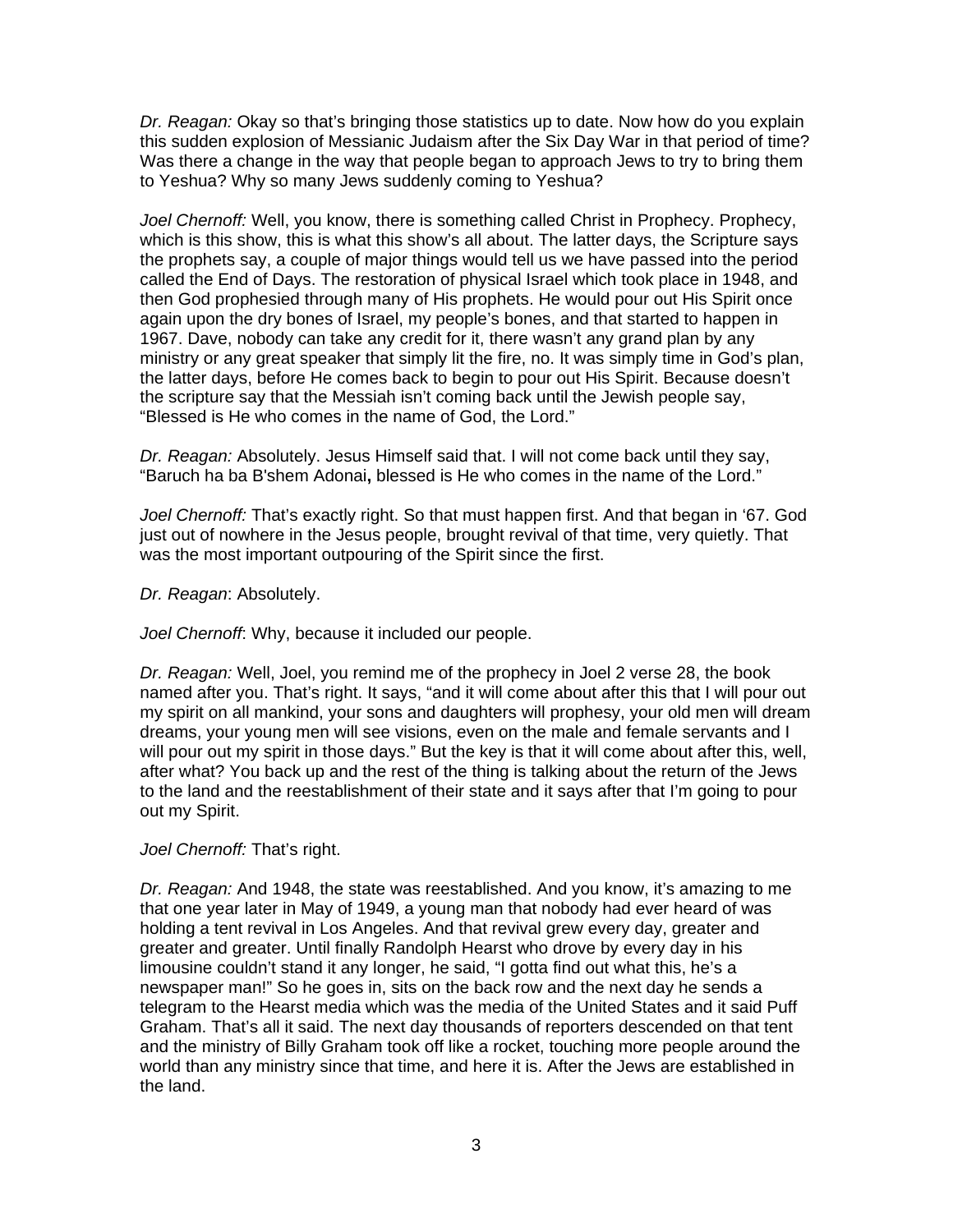*Dr. Reagan:* Okay so that's bringing those statistics up to date. Now how do you explain this sudden explosion of Messianic Judaism after the Six Day War in that period of time? Was there a change in the way that people began to approach Jews to try to bring them to Yeshua? Why so many Jews suddenly coming to Yeshua?

*Joel Chernoff:* Well, you know, there is something called Christ in Prophecy. Prophecy, which is this show, this is what this show's all about. The latter days, the Scripture says the prophets say, a couple of major things would tell us we have passed into the period called the End of Days. The restoration of physical Israel which took place in 1948, and then God prophesied through many of His prophets. He would pour out His Spirit once again upon the dry bones of Israel, my people's bones, and that started to happen in 1967. Dave, nobody can take any credit for it, there wasn't any grand plan by any ministry or any great speaker that simply lit the fire, no. It was simply time in God's plan, the latter days, before He comes back to begin to pour out His Spirit. Because doesn't the scripture say that the Messiah isn't coming back until the Jewish people say, "Blessed is He who comes in the name of God, the Lord."

*Dr. Reagan:* Absolutely. Jesus Himself said that. I will not come back until they say, "Baruch ha ba B'shem Adonai**,** blessed is He who comes in the name of the Lord."

*Joel Chernoff:* That's exactly right. So that must happen first. And that began in '67. God just out of nowhere in the Jesus people, brought revival of that time, very quietly. That was the most important outpouring of the Spirit since the first.

*Dr. Reagan*: Absolutely.

*Joel Chernoff*: Why, because it included our people.

*Dr. Reagan:* Well, Joel, you remind me of the prophecy in Joel 2 verse 28, the book named after you. That's right. It says, "and it will come about after this that I will pour out my spirit on all mankind, your sons and daughters will prophesy, your old men will dream dreams, your young men will see visions, even on the male and female servants and I will pour out my spirit in those days." But the key is that it will come about after this, well, after what? You back up and the rest of the thing is talking about the return of the Jews to the land and the reestablishment of their state and it says after that I'm going to pour out my Spirit.

*Joel Chernoff:* That's right.

*Dr. Reagan:* And 1948, the state was reestablished. And you know, it's amazing to me that one year later in May of 1949, a young man that nobody had ever heard of was holding a tent revival in Los Angeles. And that revival grew every day, greater and greater and greater. Until finally Randolph Hearst who drove by every day in his limousine couldn't stand it any longer, he said, "I gotta find out what this, he's a newspaper man!" So he goes in, sits on the back row and the next day he sends a telegram to the Hearst media which was the media of the United States and it said Puff Graham. That's all it said. The next day thousands of reporters descended on that tent and the ministry of Billy Graham took off like a rocket, touching more people around the world than any ministry since that time, and here it is. After the Jews are established in the land.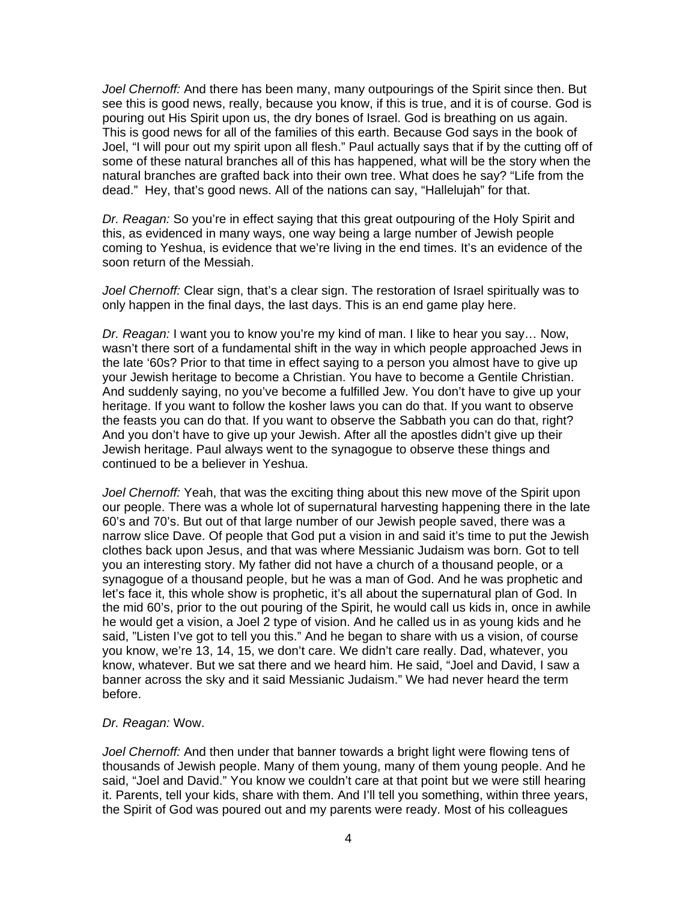*Joel Chernoff:* And there has been many, many outpourings of the Spirit since then. But see this is good news, really, because you know, if this is true, and it is of course. God is pouring out His Spirit upon us, the dry bones of Israel. God is breathing on us again. This is good news for all of the families of this earth. Because God says in the book of Joel, "I will pour out my spirit upon all flesh." Paul actually says that if by the cutting off of some of these natural branches all of this has happened, what will be the story when the natural branches are grafted back into their own tree. What does he say? "Life from the dead." Hey, that's good news. All of the nations can say, "Hallelujah" for that.

*Dr. Reagan:* So you're in effect saying that this great outpouring of the Holy Spirit and this, as evidenced in many ways, one way being a large number of Jewish people coming to Yeshua, is evidence that we're living in the end times. It's an evidence of the soon return of the Messiah.

*Joel Chernoff:* Clear sign, that's a clear sign. The restoration of Israel spiritually was to only happen in the final days, the last days. This is an end game play here.

*Dr. Reagan:* I want you to know you're my kind of man. I like to hear you say… Now, wasn't there sort of a fundamental shift in the way in which people approached Jews in the late '60s? Prior to that time in effect saying to a person you almost have to give up your Jewish heritage to become a Christian. You have to become a Gentile Christian. And suddenly saying, no you've become a fulfilled Jew. You don't have to give up your heritage. If you want to follow the kosher laws you can do that. If you want to observe the feasts you can do that. If you want to observe the Sabbath you can do that, right? And you don't have to give up your Jewish. After all the apostles didn't give up their Jewish heritage. Paul always went to the synagogue to observe these things and continued to be a believer in Yeshua.

*Joel Chernoff:* Yeah, that was the exciting thing about this new move of the Spirit upon our people. There was a whole lot of supernatural harvesting happening there in the late 60's and 70's. But out of that large number of our Jewish people saved, there was a narrow slice Dave. Of people that God put a vision in and said it's time to put the Jewish clothes back upon Jesus, and that was where Messianic Judaism was born. Got to tell you an interesting story. My father did not have a church of a thousand people, or a synagogue of a thousand people, but he was a man of God. And he was prophetic and let's face it, this whole show is prophetic, it's all about the supernatural plan of God. In the mid 60's, prior to the out pouring of the Spirit, he would call us kids in, once in awhile he would get a vision, a Joel 2 type of vision. And he called us in as young kids and he said, "Listen I've got to tell you this." And he began to share with us a vision, of course you know, we're 13, 14, 15, we don't care. We didn't care really. Dad, whatever, you know, whatever. But we sat there and we heard him. He said, "Joel and David, I saw a banner across the sky and it said Messianic Judaism." We had never heard the term before.

*Dr. Reagan:* Wow.

*Joel Chernoff:* And then under that banner towards a bright light were flowing tens of thousands of Jewish people. Many of them young, many of them young people. And he said, "Joel and David." You know we couldn't care at that point but we were still hearing it. Parents, tell your kids, share with them. And I'll tell you something, within three years, the Spirit of God was poured out and my parents were ready. Most of his colleagues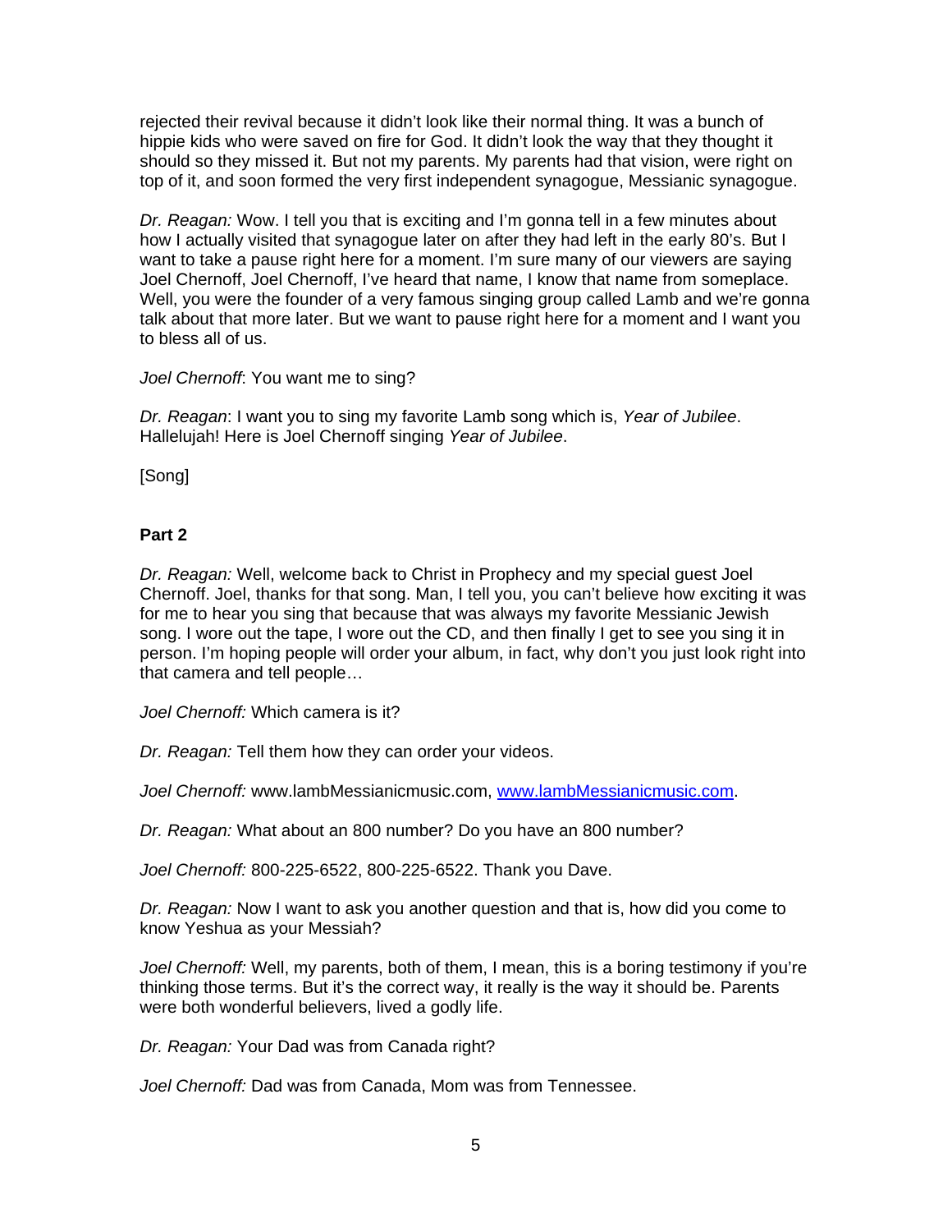rejected their revival because it didn't look like their normal thing. It was a bunch of hippie kids who were saved on fire for God. It didn't look the way that they thought it should so they missed it. But not my parents. My parents had that vision, were right on top of it, and soon formed the very first independent synagogue, Messianic synagogue.

*Dr. Reagan:* Wow. I tell you that is exciting and I'm gonna tell in a few minutes about how I actually visited that synagogue later on after they had left in the early 80's. But I want to take a pause right here for a moment. I'm sure many of our viewers are saying Joel Chernoff, Joel Chernoff, I've heard that name, I know that name from someplace. Well, you were the founder of a very famous singing group called Lamb and we're gonna talk about that more later. But we want to pause right here for a moment and I want you to bless all of us.

*Joel Chernoff*: You want me to sing?

*Dr. Reagan*: I want you to sing my favorite Lamb song which is, *Year of Jubilee*. Hallelujah! Here is Joel Chernoff singing *Year of Jubilee*.

[Song]

**Part 2**

*Dr. Reagan:* Well, welcome back to Christ in Prophecy and my special guest Joel Chernoff. Joel, thanks for that song. Man, I tell you, you can't believe how exciting it was for me to hear you sing that because that was always my favorite Messianic Jewish song. I wore out the tape, I wore out the CD, and then finally I get to see you sing it in person. I'm hoping people will order your album, in fact, why don't you just look right into that camera and tell people…

*Joel Chernoff:* Which camera is it?

*Dr. Reagan:* Tell them how they can order your videos.

*Joel Chernoff:* www.lambMessianicmusic.com, www.lambMessianicmusic.com.

*Dr. Reagan:* What about an 800 number? Do you have an 800 number?

*Joel Chernoff:* 800-225-6522, 800-225-6522. Thank you Dave.

*Dr. Reagan:* Now I want to ask you another question and that is, how did you come to know Yeshua as your Messiah?

*Joel Chernoff:* Well, my parents, both of them, I mean, this is a boring testimony if you're thinking those terms. But it's the correct way, it really is the way it should be. Parents were both wonderful believers, lived a godly life.

*Dr. Reagan:* Your Dad was from Canada right?

*Joel Chernoff:* Dad was from Canada, Mom was from Tennessee.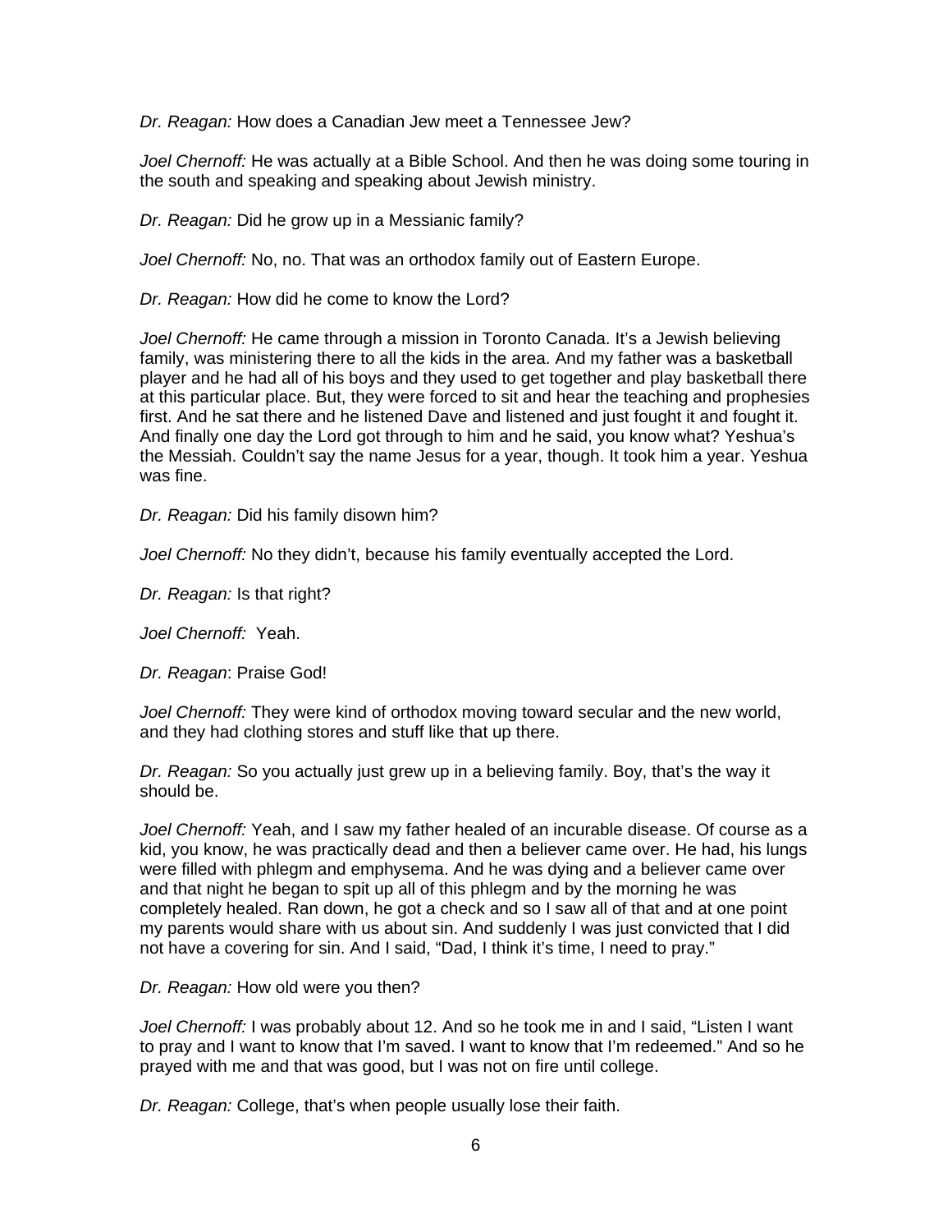*Dr. Reagan:* How does a Canadian Jew meet a Tennessee Jew?

*Joel Chernoff:* He was actually at a Bible School. And then he was doing some touring in the south and speaking and speaking about Jewish ministry.

*Dr. Reagan:* Did he grow up in a Messianic family?

*Joel Chernoff:* No, no. That was an orthodox family out of Eastern Europe.

*Dr. Reagan:* How did he come to know the Lord?

*Joel Chernoff:* He came through a mission in Toronto Canada. It's a Jewish believing family, was ministering there to all the kids in the area. And my father was a basketball player and he had all of his boys and they used to get together and play basketball there at this particular place. But, they were forced to sit and hear the teaching and prophesies first. And he sat there and he listened Dave and listened and just fought it and fought it. And finally one day the Lord got through to him and he said, you know what? Yeshua's the Messiah. Couldn't say the name Jesus for a year, though. It took him a year. Yeshua was fine.

*Dr. Reagan:* Did his family disown him?

*Joel Chernoff:* No they didn't, because his family eventually accepted the Lord.

*Dr. Reagan:* Is that right?

*Joel Chernoff:* Yeah.

*Dr. Reagan*: Praise God!

*Joel Chernoff:* They were kind of orthodox moving toward secular and the new world, and they had clothing stores and stuff like that up there.

*Dr. Reagan:* So you actually just grew up in a believing family. Boy, that's the way it should be.

*Joel Chernoff:* Yeah, and I saw my father healed of an incurable disease. Of course as a kid, you know, he was practically dead and then a believer came over. He had, his lungs were filled with phlegm and emphysema. And he was dying and a believer came over and that night he began to spit up all of this phlegm and by the morning he was completely healed. Ran down, he got a check and so I saw all of that and at one point my parents would share with us about sin. And suddenly I was just convicted that I did not have a covering for sin. And I said, "Dad, I think it's time, I need to pray."

*Dr. Reagan:* How old were you then?

*Joel Chernoff:* I was probably about 12. And so he took me in and I said, "Listen I want to pray and I want to know that I'm saved. I want to know that I'm redeemed." And so he prayed with me and that was good, but I was not on fire until college.

*Dr. Reagan:* College, that's when people usually lose their faith.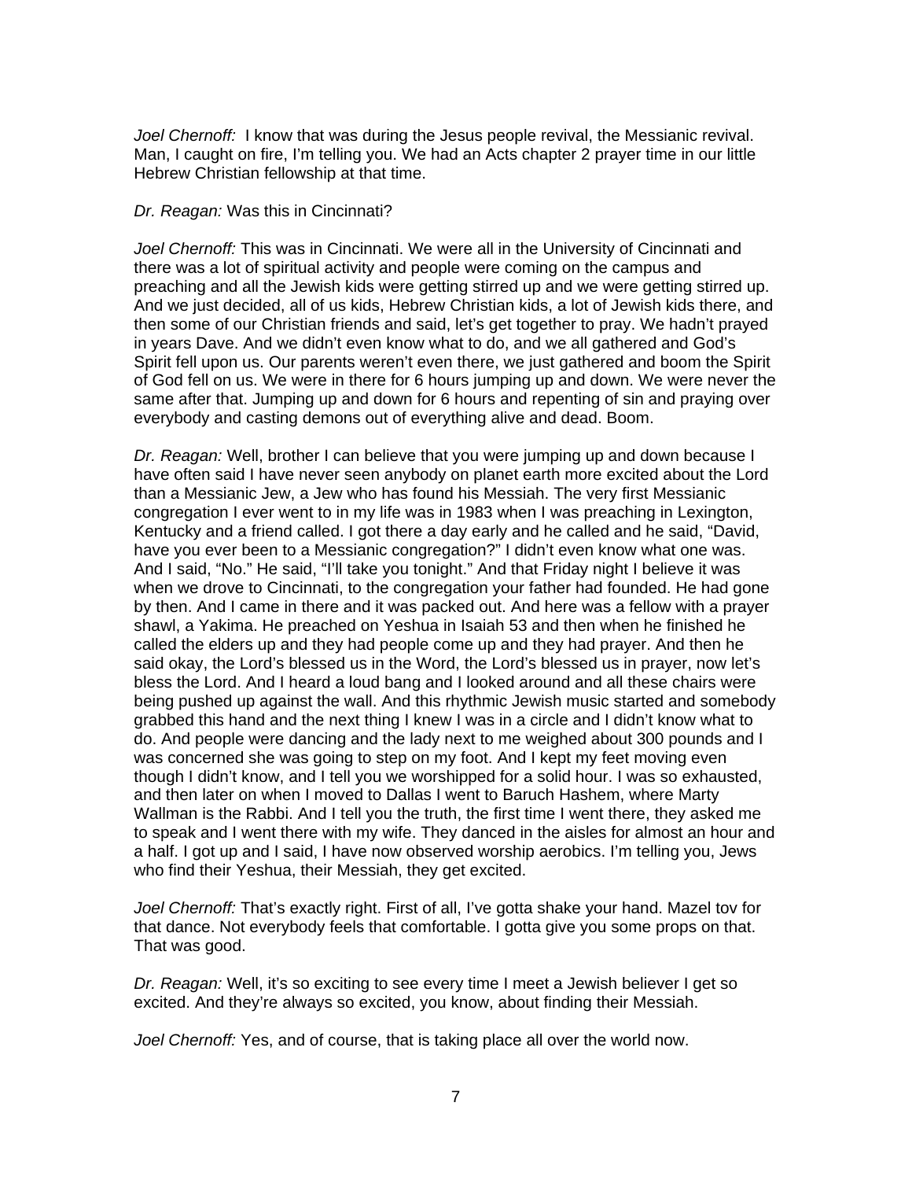*Joel Chernoff:* I know that was during the Jesus people revival, the Messianic revival. Man, I caught on fire, I'm telling you. We had an Acts chapter 2 prayer time in our little Hebrew Christian fellowship at that time.

*Dr. Reagan:* Was this in Cincinnati?

*Joel Chernoff:* This was in Cincinnati. We were all in the University of Cincinnati and there was a lot of spiritual activity and people were coming on the campus and preaching and all the Jewish kids were getting stirred up and we were getting stirred up. And we just decided, all of us kids, Hebrew Christian kids, a lot of Jewish kids there, and then some of our Christian friends and said, let's get together to pray. We hadn't prayed in years Dave. And we didn't even know what to do, and we all gathered and God's Spirit fell upon us. Our parents weren't even there, we just gathered and boom the Spirit of God fell on us. We were in there for 6 hours jumping up and down. We were never the same after that. Jumping up and down for 6 hours and repenting of sin and praying over everybody and casting demons out of everything alive and dead. Boom.

*Dr. Reagan:* Well, brother I can believe that you were jumping up and down because I have often said I have never seen anybody on planet earth more excited about the Lord than a Messianic Jew, a Jew who has found his Messiah. The very first Messianic congregation I ever went to in my life was in 1983 when I was preaching in Lexington, Kentucky and a friend called. I got there a day early and he called and he said, "David, have you ever been to a Messianic congregation?" I didn't even know what one was. And I said, "No." He said, "I'll take you tonight." And that Friday night I believe it was when we drove to Cincinnati, to the congregation your father had founded. He had gone by then. And I came in there and it was packed out. And here was a fellow with a prayer shawl, a Yakima. He preached on Yeshua in Isaiah 53 and then when he finished he called the elders up and they had people come up and they had prayer. And then he said okay, the Lord's blessed us in the Word, the Lord's blessed us in prayer, now let's bless the Lord. And I heard a loud bang and I looked around and all these chairs were being pushed up against the wall. And this rhythmic Jewish music started and somebody grabbed this hand and the next thing I knew I was in a circle and I didn't know what to do. And people were dancing and the lady next to me weighed about 300 pounds and I was concerned she was going to step on my foot. And I kept my feet moving even though I didn't know, and I tell you we worshipped for a solid hour. I was so exhausted, and then later on when I moved to Dallas I went to Baruch Hashem, where Marty Wallman is the Rabbi. And I tell you the truth, the first time I went there, they asked me to speak and I went there with my wife. They danced in the aisles for almost an hour and a half. I got up and I said, I have now observed worship aerobics. I'm telling you, Jews who find their Yeshua, their Messiah, they get excited.

*Joel Chernoff:* That's exactly right. First of all, I've gotta shake your hand. Mazel tov for that dance. Not everybody feels that comfortable. I gotta give you some props on that. That was good.

*Dr. Reagan:* Well, it's so exciting to see every time I meet a Jewish believer I get so excited. And they're always so excited, you know, about finding their Messiah.

*Joel Chernoff:* Yes, and of course, that is taking place all over the world now.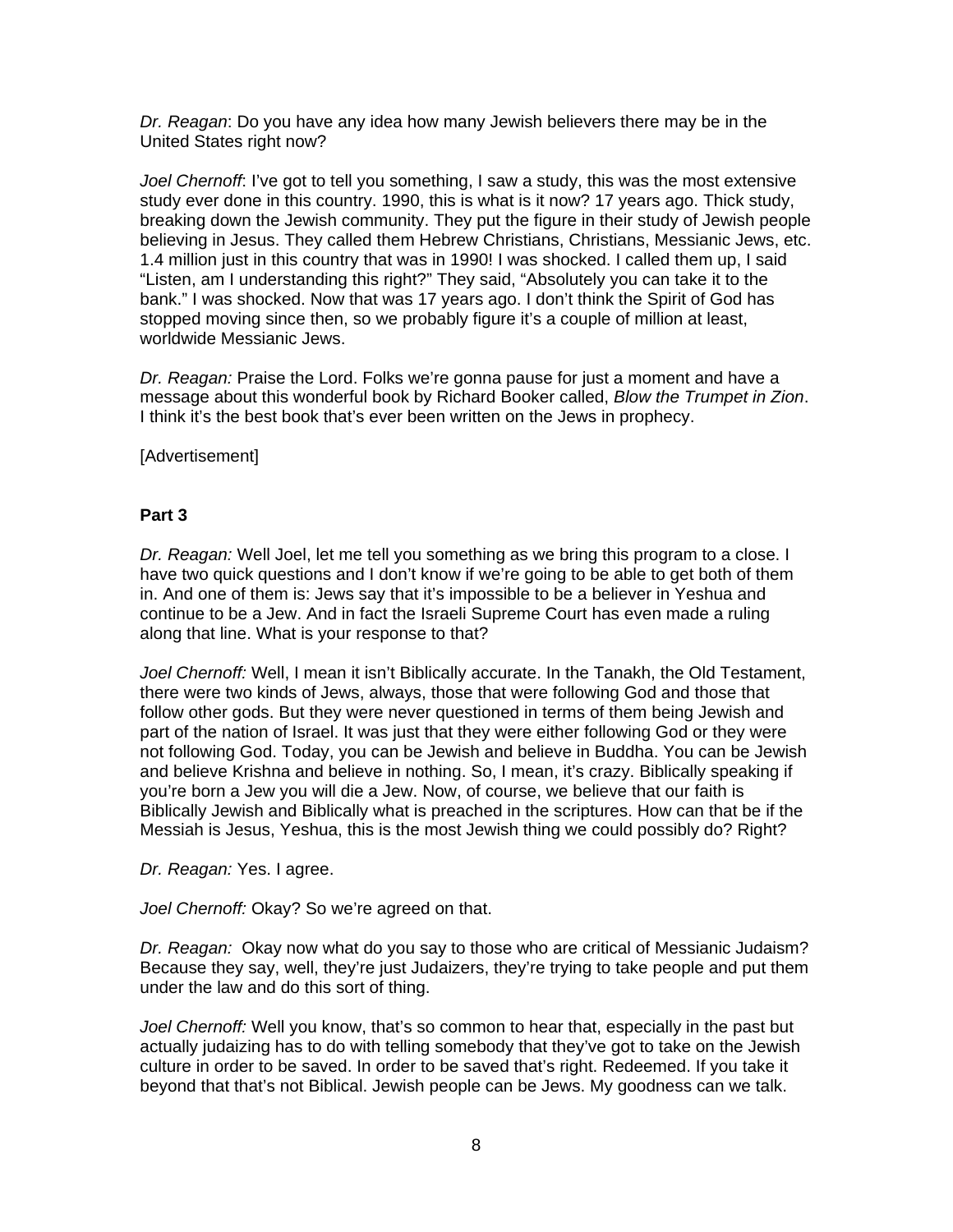*Dr. Reagan*: Do you have any idea how many Jewish believers there may be in the United States right now?

*Joel Chernoff*: I've got to tell you something, I saw a study, this was the most extensive study ever done in this country. 1990, this is what is it now? 17 years ago. Thick study, breaking down the Jewish community. They put the figure in their study of Jewish people believing in Jesus. They called them Hebrew Christians, Christians, Messianic Jews, etc. 1.4 million just in this country that was in 1990! I was shocked. I called them up, I said "Listen, am I understanding this right?" They said, "Absolutely you can take it to the bank." I was shocked. Now that was 17 years ago. I don't think the Spirit of God has stopped moving since then, so we probably figure it's a couple of million at least, worldwide Messianic Jews.

*Dr. Reagan:* Praise the Lord. Folks we're gonna pause for just a moment and have a message about this wonderful book by Richard Booker called, *Blow the Trumpet in Zion*. I think it's the best book that's ever been written on the Jews in prophecy.

[Advertisement]

**Part 3**

*Dr. Reagan:* Well Joel, let me tell you something as we bring this program to a close. I have two quick questions and I don't know if we're going to be able to get both of them in. And one of them is: Jews say that it's impossible to be a believer in Yeshua and continue to be a Jew. And in fact the Israeli Supreme Court has even made a ruling along that line. What is your response to that?

*Joel Chernoff:* Well, I mean it isn't Biblically accurate. In the Tanakh, the Old Testament, there were two kinds of Jews, always, those that were following God and those that follow other gods. But they were never questioned in terms of them being Jewish and part of the nation of Israel. It was just that they were either following God or they were not following God. Today, you can be Jewish and believe in Buddha. You can be Jewish and believe Krishna and believe in nothing. So, I mean, it's crazy. Biblically speaking if you're born a Jew you will die a Jew. Now, of course, we believe that our faith is Biblically Jewish and Biblically what is preached in the scriptures. How can that be if the Messiah is Jesus, Yeshua, this is the most Jewish thing we could possibly do? Right?

*Dr. Reagan:* Yes. I agree.

*Joel Chernoff:* Okay? So we're agreed on that.

*Dr. Reagan:* Okay now what do you say to those who are critical of Messianic Judaism? Because they say, well, they're just Judaizers, they're trying to take people and put them under the law and do this sort of thing.

*Joel Chernoff:* Well you know, that's so common to hear that, especially in the past but actually judaizing has to do with telling somebody that they've got to take on the Jewish culture in order to be saved. In order to be saved that's right. Redeemed. If you take it beyond that that's not Biblical. Jewish people can be Jews. My goodness can we talk.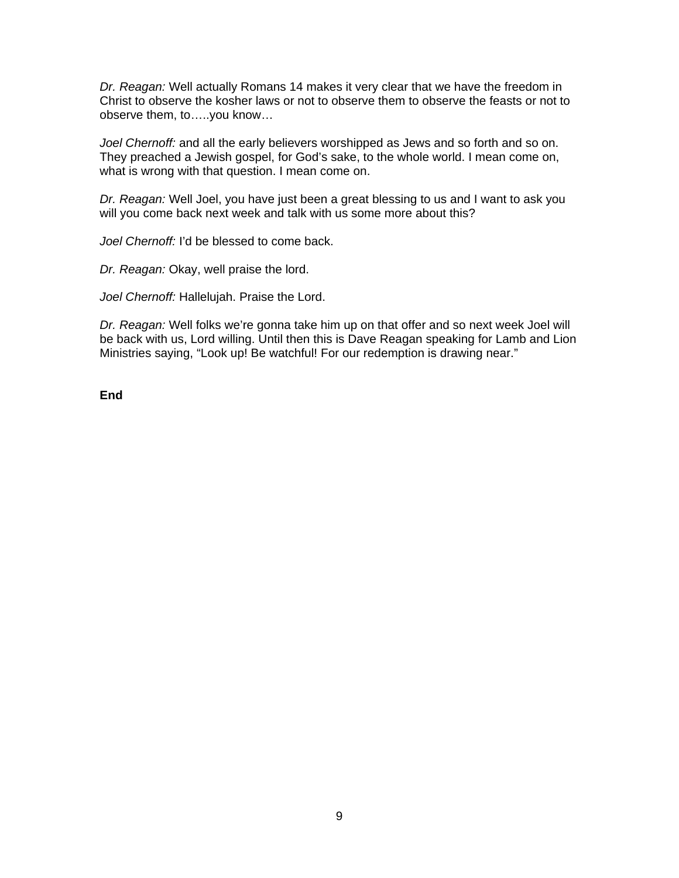*Dr. Reagan:* Well actually Romans 14 makes it very clear that we have the freedom in Christ to observe the kosher laws or not to observe them to observe the feasts or not to observe them, to…..you know…

*Joel Chernoff:* and all the early believers worshipped as Jews and so forth and so on. They preached a Jewish gospel, for God's sake, to the whole world. I mean come on, what is wrong with that question. I mean come on.

*Dr. Reagan:* Well Joel, you have just been a great blessing to us and I want to ask you will you come back next week and talk with us some more about this?

*Joel Chernoff:* I'd be blessed to come back.

*Dr. Reagan:* Okay, well praise the lord.

*Joel Chernoff:* Hallelujah. Praise the Lord.

*Dr. Reagan:* Well folks we're gonna take him up on that offer and so next week Joel will be back with us, Lord willing. Until then this is Dave Reagan speaking for Lamb and Lion Ministries saying, "Look up! Be watchful! For our redemption is drawing near."

**End**